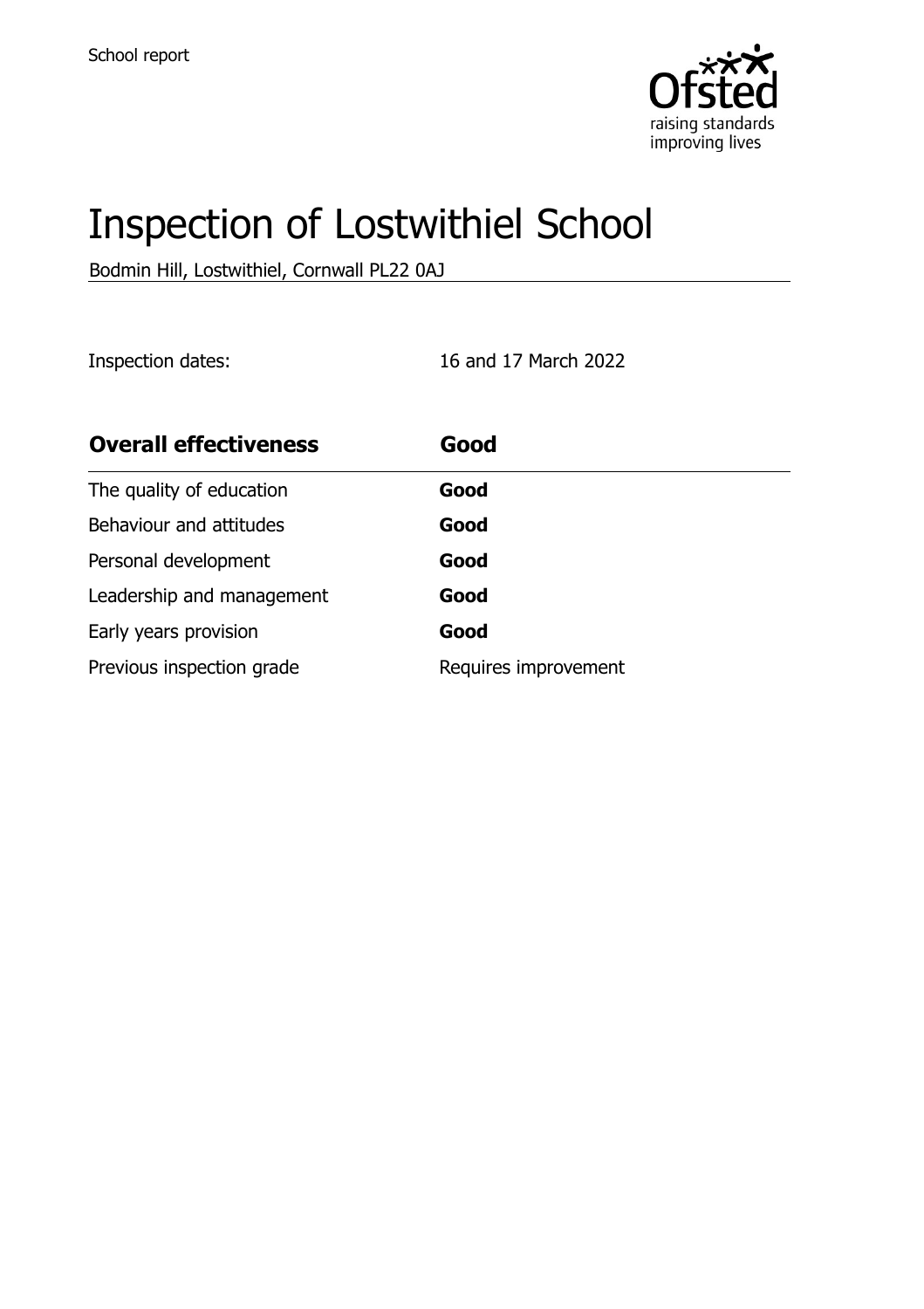School report

# Inspection of Lostwithiel School

Bodmin Hill, Lostwithiel, Cornwall PL22 0AJ

Inspection dates: 16 and 17 March 2022

| **Overall effectiveness** | **Good** |
| --- | --- |
| The quality of education | **Good** |
| Behaviour and attitudes | **Good** |
| Personal development | **Good** |
| Leadership and management | **Good** |
| Early years provision | **Good** |
| Previous inspection grade | Requires improvement |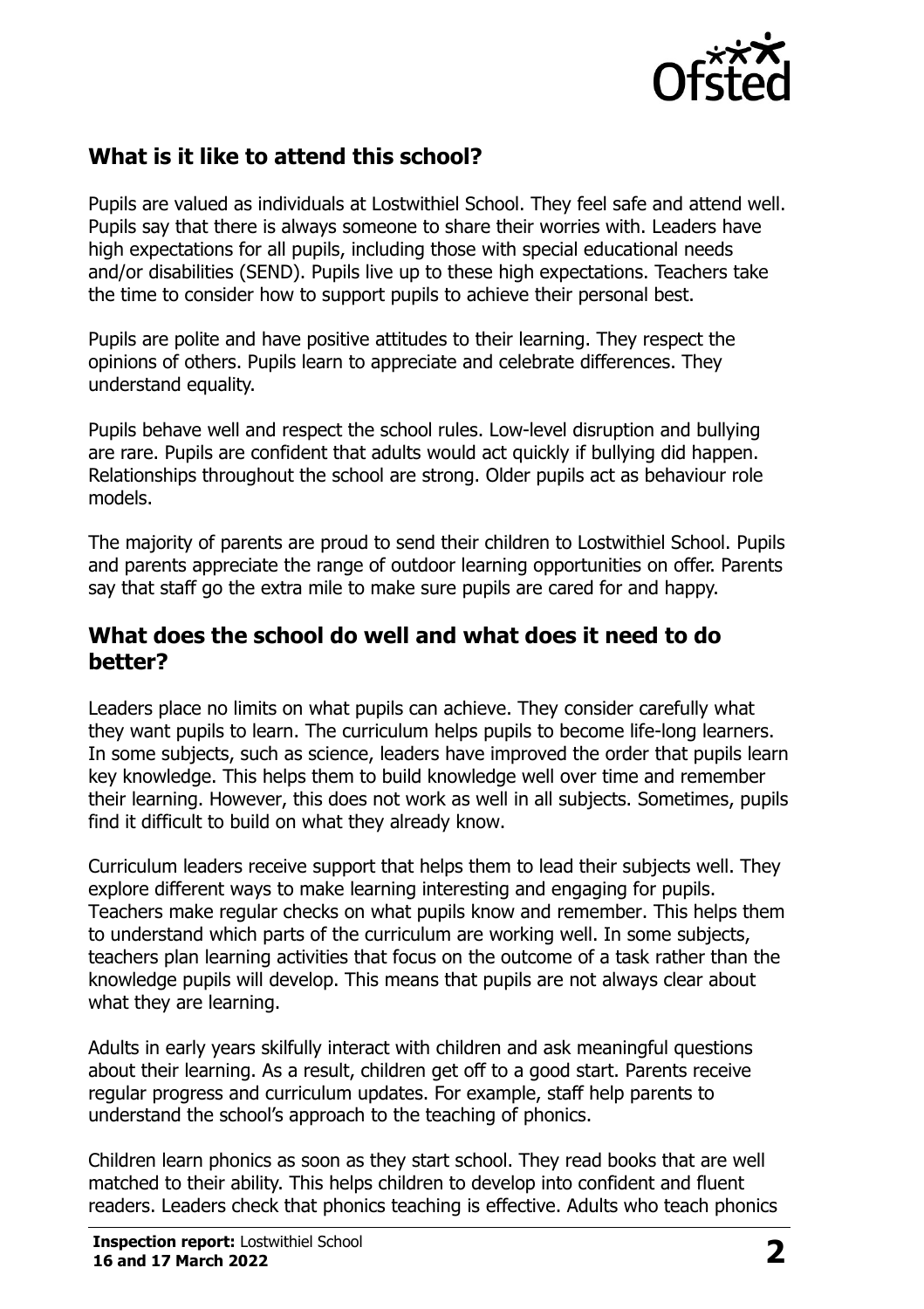## What is it like to attend this school?

Pupils are valued as individuals at Lostwithiel School. They feel safe and attend well. Pupils say that there is always someone to share their worries with. Leaders have high expectations for all pupils, including those with special educational needs and/or disabilities (SEND). Pupils live up to these high expectations. Teachers take the time to consider how to support pupils to achieve their personal best.

Pupils are polite and have positive attitudes to their learning. They respect the opinions of others. Pupils learn to appreciate and celebrate differences. They understand equality.

Pupils behave well and respect the school rules. Low-level disruption and bullying are rare. Pupils are confident that adults would act quickly if bullying did happen. Relationships throughout the school are strong. Older pupils act as behaviour role models.

The majority of parents are proud to send their children to Lostwithiel School. Pupils and parents appreciate the range of outdoor learning opportunities on offer. Parents say that staff go the extra mile to make sure pupils are cared for and happy.

## What does the school do well and what does it need to do better?

Leaders place no limits on what pupils can achieve. They consider carefully what they want pupils to learn. The curriculum helps pupils to become life-long learners. In some subjects, such as science, leaders have improved the order that pupils learn key knowledge. This helps them to build knowledge well over time and remember their learning. However, this does not work as well in all subjects. Sometimes, pupils find it difficult to build on what they already know.

Curriculum leaders receive support that helps them to lead their subjects well. They explore different ways to make learning interesting and engaging for pupils. Teachers make regular checks on what pupils know and remember. This helps them to understand which parts of the curriculum are working well. In some subjects, teachers plan learning activities that focus on the outcome of a task rather than the knowledge pupils will develop. This means that pupils are not always clear about what they are learning.

Adults in early years skilfully interact with children and ask meaningful questions about their learning. As a result, children get off to a good start. Parents receive regular progress and curriculum updates. For example, staff help parents to understand the school's approach to the teaching of phonics.

Children learn phonics as soon as they start school. They read books that are well matched to their ability. This helps children to develop into confident and fluent readers. Leaders check that phonics teaching is effective. Adults who teach phonics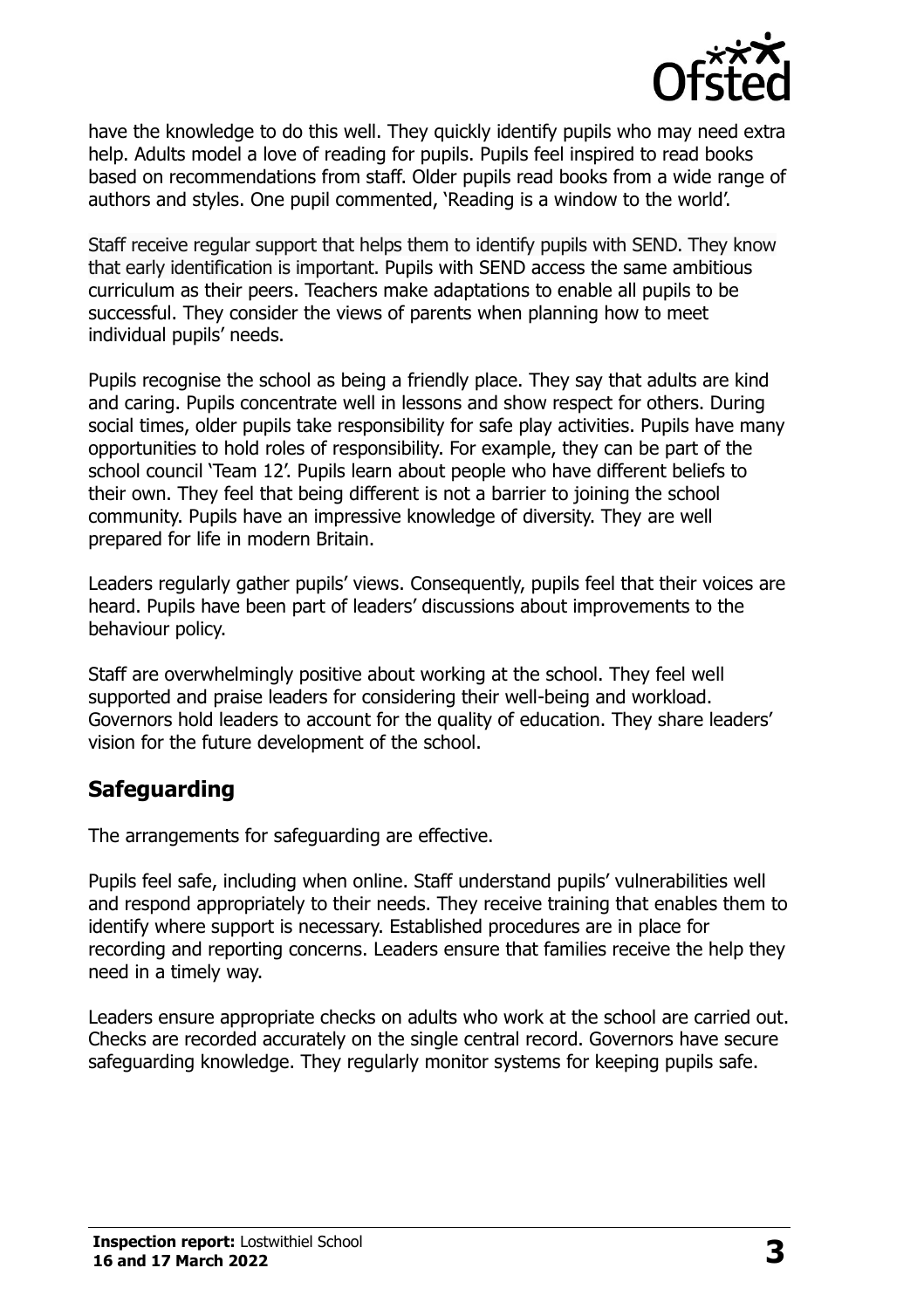have the knowledge to do this well. They quickly identify pupils who may need extra help. Adults model a love of reading for pupils. Pupils feel inspired to read books based on recommendations from staff. Older pupils read books from a wide range of authors and styles. One pupil commented, 'Reading is a window to the world'.

Staff receive regular support that helps them to identify pupils with SEND. They know that early identification is important. Pupils with SEND access the same ambitious curriculum as their peers. Teachers make adaptations to enable all pupils to be successful. They consider the views of parents when planning how to meet individual pupils' needs.

Pupils recognise the school as being a friendly place. They say that adults are kind and caring. Pupils concentrate well in lessons and show respect for others. During social times, older pupils take responsibility for safe play activities. Pupils have many opportunities to hold roles of responsibility. For example, they can be part of the school council 'Team 12'. Pupils learn about people who have different beliefs to their own. They feel that being different is not a barrier to joining the school community. Pupils have an impressive knowledge of diversity. They are well prepared for life in modern Britain.

Leaders regularly gather pupils' views. Consequently, pupils feel that their voices are heard. Pupils have been part of leaders' discussions about improvements to the behaviour policy.

Staff are overwhelmingly positive about working at the school. They feel well supported and praise leaders for considering their well-being and workload. Governors hold leaders to account for the quality of education. They share leaders' vision for the future development of the school.

## Safeguarding

The arrangements for safeguarding are effective.

Pupils feel safe, including when online. Staff understand pupils' vulnerabilities well and respond appropriately to their needs. They receive training that enables them to identify where support is necessary. Established procedures are in place for recording and reporting concerns. Leaders ensure that families receive the help they need in a timely way.

Leaders ensure appropriate checks on adults who work at the school are carried out. Checks are recorded accurately on the single central record. Governors have secure safeguarding knowledge. They regularly monitor systems for keeping pupils safe.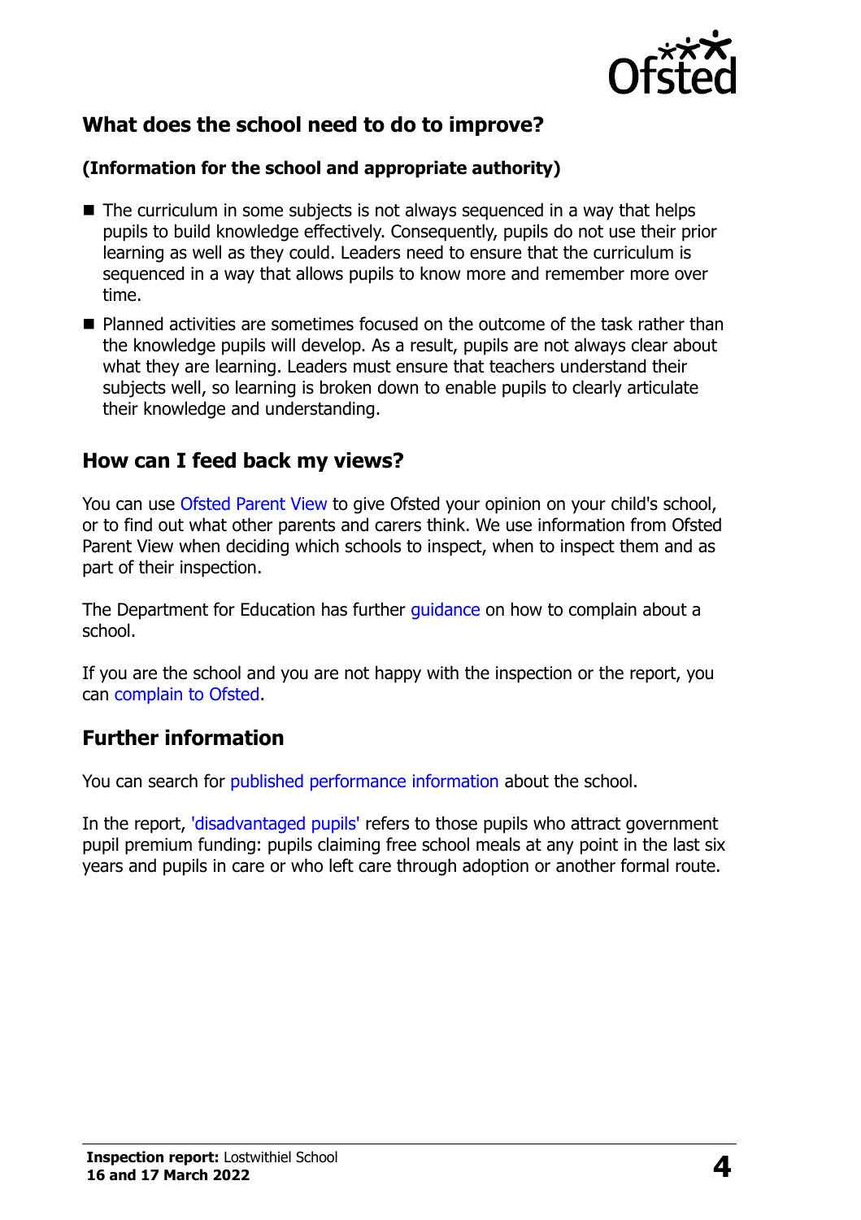## What does the school need to do to improve?

**(Information for the school and appropriate authority)**

- The curriculum in some subjects is not always sequenced in a way that helps pupils to build knowledge effectively. Consequently, pupils do not use their prior learning as well as they could. Leaders need to ensure that the curriculum is sequenced in a way that allows pupils to know more and remember more over time.
- Planned activities are sometimes focused on the outcome of the task rather than the knowledge pupils will develop. As a result, pupils are not always clear about what they are learning. Leaders must ensure that teachers understand their subjects well, so learning is broken down to enable pupils to clearly articulate their knowledge and understanding.

## How can I feed back my views?

You can use Ofsted Parent View to give Ofsted your opinion on your child's school, or to find out what other parents and carers think. We use information from Ofsted Parent View when deciding which schools to inspect, when to inspect them and as part of their inspection.

The Department for Education has further guidance on how to complain about a school.

If you are the school and you are not happy with the inspection or the report, you can complain to Ofsted.

## Further information

You can search for published performance information about the school.

In the report, 'disadvantaged pupils' refers to those pupils who attract government pupil premium funding: pupils claiming free school meals at any point in the last six years and pupils in care or who left care through adoption or another formal route.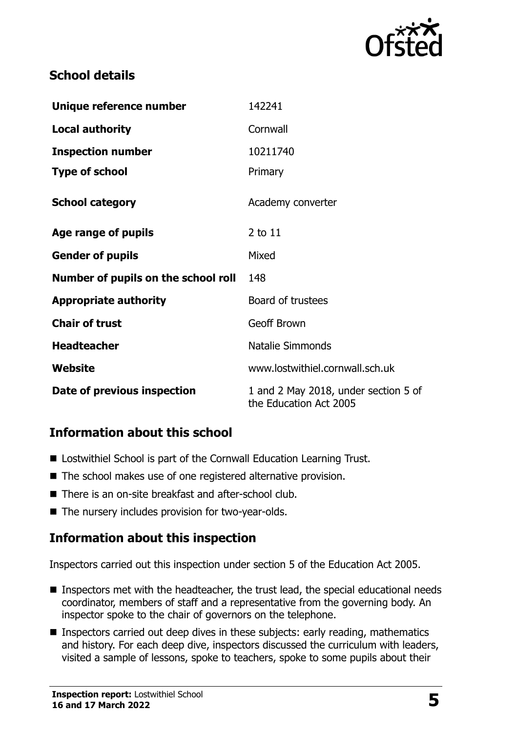## School details

| | |
|---|---|
| **Unique reference number** | 142241 |
| **Local authority** | Cornwall |
| **Inspection number** | 10211740 |
| **Type of school** | Primary |
| **School category** | Academy converter |
| **Age range of pupils** | 2 to 11 |
| **Gender of pupils** | Mixed |
| **Number of pupils on the school roll** | 148 |
| **Appropriate authority** | Board of trustees |
| **Chair of trust** | Geoff Brown |
| **Headteacher** | Natalie Simmonds |
| **Website** | www.lostwithiel.cornwall.sch.uk |
| **Date of previous inspection** | 1 and 2 May 2018, under section 5 of the Education Act 2005 |

## Information about this school

- Lostwithiel School is part of the Cornwall Education Learning Trust.
- The school makes use of one registered alternative provision.
- There is an on-site breakfast and after-school club.
- The nursery includes provision for two-year-olds.

## Information about this inspection

Inspectors carried out this inspection under section 5 of the Education Act 2005.

- Inspectors met with the headteacher, the trust lead, the special educational needs coordinator, members of staff and a representative from the governing body. An inspector spoke to the chair of governors on the telephone.
- Inspectors carried out deep dives in these subjects: early reading, mathematics and history. For each deep dive, inspectors discussed the curriculum with leaders, visited a sample of lessons, spoke to teachers, spoke to some pupils about their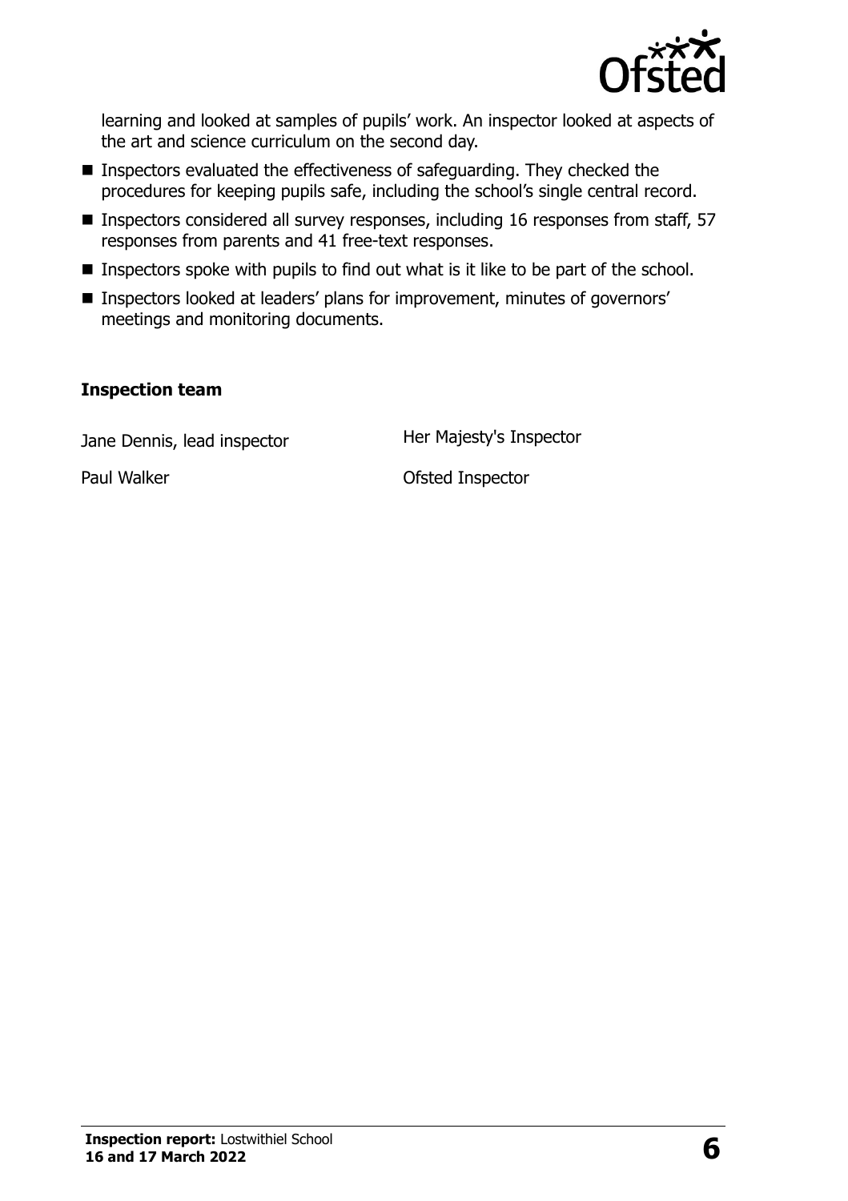learning and looked at samples of pupils' work. An inspector looked at aspects of the art and science curriculum on the second day.

- Inspectors evaluated the effectiveness of safeguarding. They checked the procedures for keeping pupils safe, including the school's single central record.
- Inspectors considered all survey responses, including 16 responses from staff, 57 responses from parents and 41 free-text responses.
- Inspectors spoke with pupils to find out what is it like to be part of the school.
- Inspectors looked at leaders' plans for improvement, minutes of governors' meetings and monitoring documents.

### Inspection team

| | |
|---|---|
| Jane Dennis, lead inspector | Her Majesty's Inspector |
| Paul Walker | Ofsted Inspector |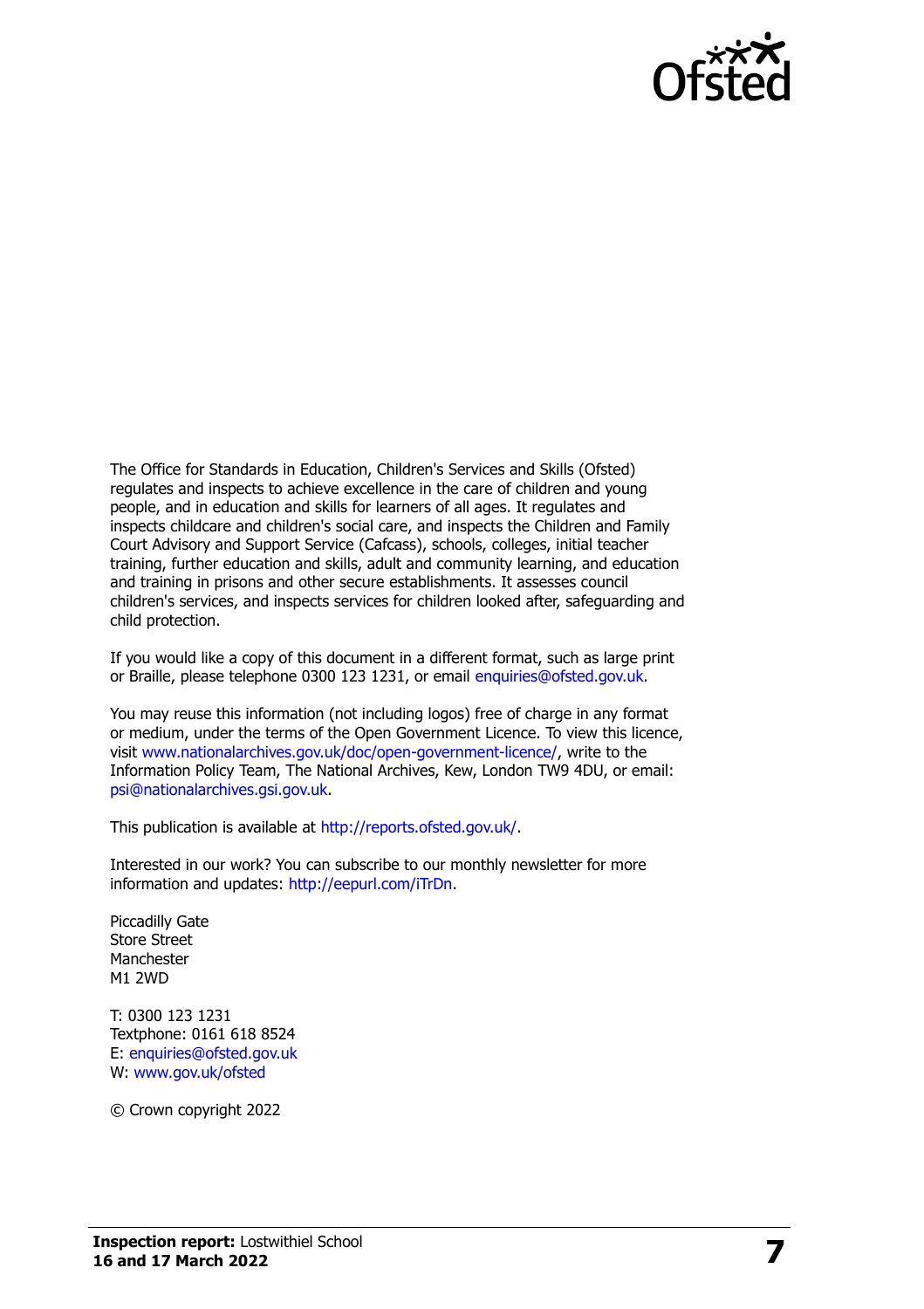The Office for Standards in Education, Children's Services and Skills (Ofsted) regulates and inspects to achieve excellence in the care of children and young people, and in education and skills for learners of all ages. It regulates and inspects childcare and children's social care, and inspects the Children and Family Court Advisory and Support Service (Cafcass), schools, colleges, initial teacher training, further education and skills, adult and community learning, and education and training in prisons and other secure establishments. It assesses council children's services, and inspects services for children looked after, safeguarding and child protection.

If you would like a copy of this document in a different format, such as large print or Braille, please telephone 0300 123 1231, or email enquiries@ofsted.gov.uk.

You may reuse this information (not including logos) free of charge in any format or medium, under the terms of the Open Government Licence. To view this licence, visit www.nationalarchives.gov.uk/doc/open-government-licence/, write to the Information Policy Team, The National Archives, Kew, London TW9 4DU, or email: psi@nationalarchives.gsi.gov.uk.

This publication is available at http://reports.ofsted.gov.uk/.

Interested in our work? You can subscribe to our monthly newsletter for more information and updates: http://eepurl.com/iTrDn.

Piccadilly Gate
Store Street
Manchester
M1 2WD

T: 0300 123 1231
Textphone: 0161 618 8524
E: enquiries@ofsted.gov.uk
W: www.gov.uk/ofsted

© Crown copyright 2022